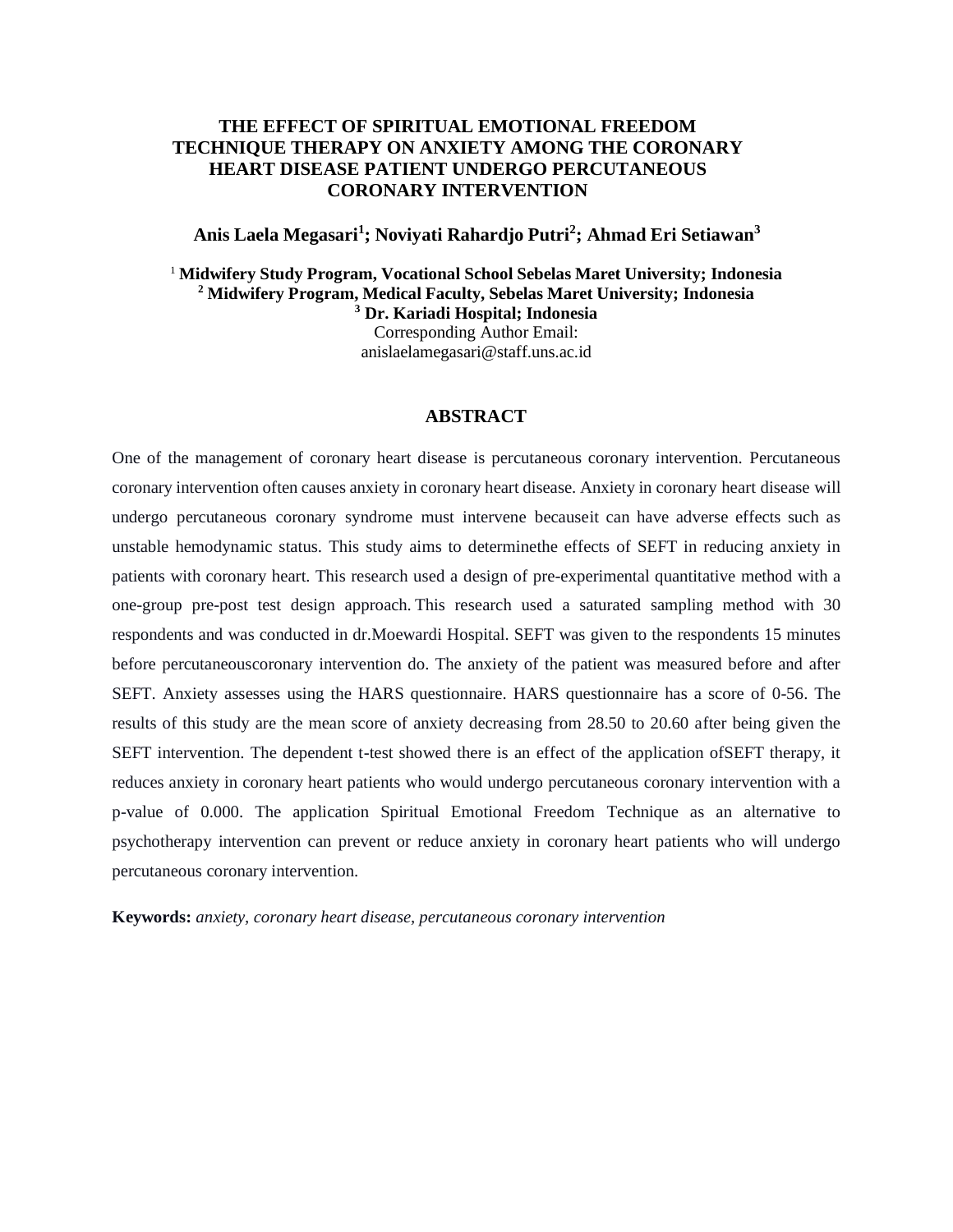# THE EFFECT OF SPIRITUAL EMOTIONAL FREEDOM TECHNIQUE THERAPY ON ANXIETY AMONG THE CORONARY HEART DISEASE PATIENT UNDERGO PERCUTANEOUS CORONARY INTERVENTION

**Anis Laela Megasari[1]; Noviyati Rahardjo Putri[2]; Ahmad Eri Setiawan[3]**

[1] **Midwifery Study Program, Vocational School Sebelas Maret University; Indonesia**
[2] **Midwifery Program, Medical Faculty, Sebelas Maret University; Indonesia**
[3] **Dr. Kariadi Hospital; Indonesia**
Corresponding Author Email:
anislaelamegasari@staff.uns.ac.id

## ABSTRACT

One of the management of coronary heart disease is percutaneous coronary intervention. Percutaneous coronary intervention often causes anxiety in coronary heart disease. Anxiety in coronary heart disease will undergo percutaneous coronary syndrome must intervene becauseit can have adverse effects such as unstable hemodynamic status. This study aims to determinethe effects of SEFT in reducing anxiety in patients with coronary heart. This research used a design of pre-experimental quantitative method with a one-group pre-post test design approach. This research used a saturated sampling method with 30 respondents and was conducted in dr.Moewardi Hospital. SEFT was given to the respondents 15 minutes before percutaneouscoronary intervention do. The anxiety of the patient was measured before and after SEFT. Anxiety assesses using the HARS questionnaire. HARS questionnaire has a score of 0-56. The results of this study are the mean score of anxiety decreasing from 28.50 to 20.60 after being given the SEFT intervention. The dependent t-test showed there is an effect of the application ofSEFT therapy, it reduces anxiety in coronary heart patients who would undergo percutaneous coronary intervention with a p-value of 0.000. The application Spiritual Emotional Freedom Technique as an alternative to psychotherapy intervention can prevent or reduce anxiety in coronary heart patients who will undergo percutaneous coronary intervention.

**Keywords:** *anxiety, coronary heart disease, percutaneous coronary intervention*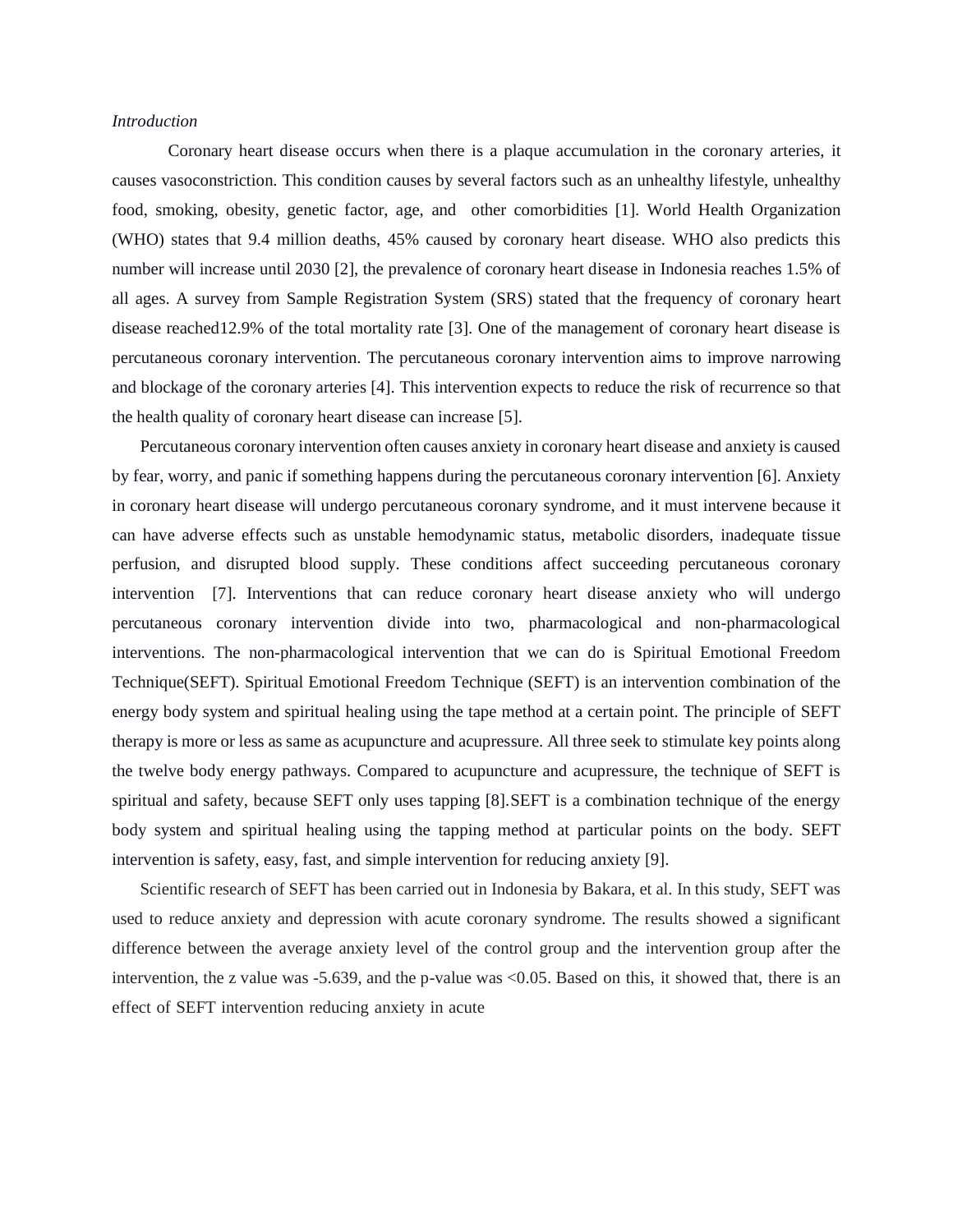*Introduction*

Coronary heart disease occurs when there is a plaque accumulation in the coronary arteries, it causes vasoconstriction. This condition causes by several factors such as an unhealthy lifestyle, unhealthy food, smoking, obesity, genetic factor, age, and other comorbidities [1]. World Health Organization (WHO) states that 9.4 million deaths, 45% caused by coronary heart disease. WHO also predicts this number will increase until 2030 [2], the prevalence of coronary heart disease in Indonesia reaches 1.5% of all ages. A survey from Sample Registration System (SRS) stated that the frequency of coronary heart disease reached12.9% of the total mortality rate [3]. One of the management of coronary heart disease is percutaneous coronary intervention. The percutaneous coronary intervention aims to improve narrowing and blockage of the coronary arteries [4]. This intervention expects to reduce the risk of recurrence so that the health quality of coronary heart disease can increase [5].

Percutaneous coronary intervention often causes anxiety in coronary heart disease and anxiety is caused by fear, worry, and panic if something happens during the percutaneous coronary intervention [6]. Anxiety in coronary heart disease will undergo percutaneous coronary syndrome, and it must intervene because it can have adverse effects such as unstable hemodynamic status, metabolic disorders, inadequate tissue perfusion, and disrupted blood supply. These conditions affect succeeding percutaneous coronary intervention [7]. Interventions that can reduce coronary heart disease anxiety who will undergo percutaneous coronary intervention divide into two, pharmacological and non-pharmacological interventions. The non-pharmacological intervention that we can do is Spiritual Emotional Freedom Technique(SEFT). Spiritual Emotional Freedom Technique (SEFT) is an intervention combination of the energy body system and spiritual healing using the tape method at a certain point. The principle of SEFT therapy is more or less as same as acupuncture and acupressure. All three seek to stimulate key points along the twelve body energy pathways. Compared to acupuncture and acupressure, the technique of SEFT is spiritual and safety, because SEFT only uses tapping [8].SEFT is a combination technique of the energy body system and spiritual healing using the tapping method at particular points on the body. SEFT intervention is safety, easy, fast, and simple intervention for reducing anxiety [9].

Scientific research of SEFT has been carried out in Indonesia by Bakara, et al. In this study, SEFT was used to reduce anxiety and depression with acute coronary syndrome. The results showed a significant difference between the average anxiety level of the control group and the intervention group after the intervention, the z value was -5.639, and the p-value was $<0.05$. Based on this, it showed that, there is an effect of SEFT intervention reducing anxiety in acute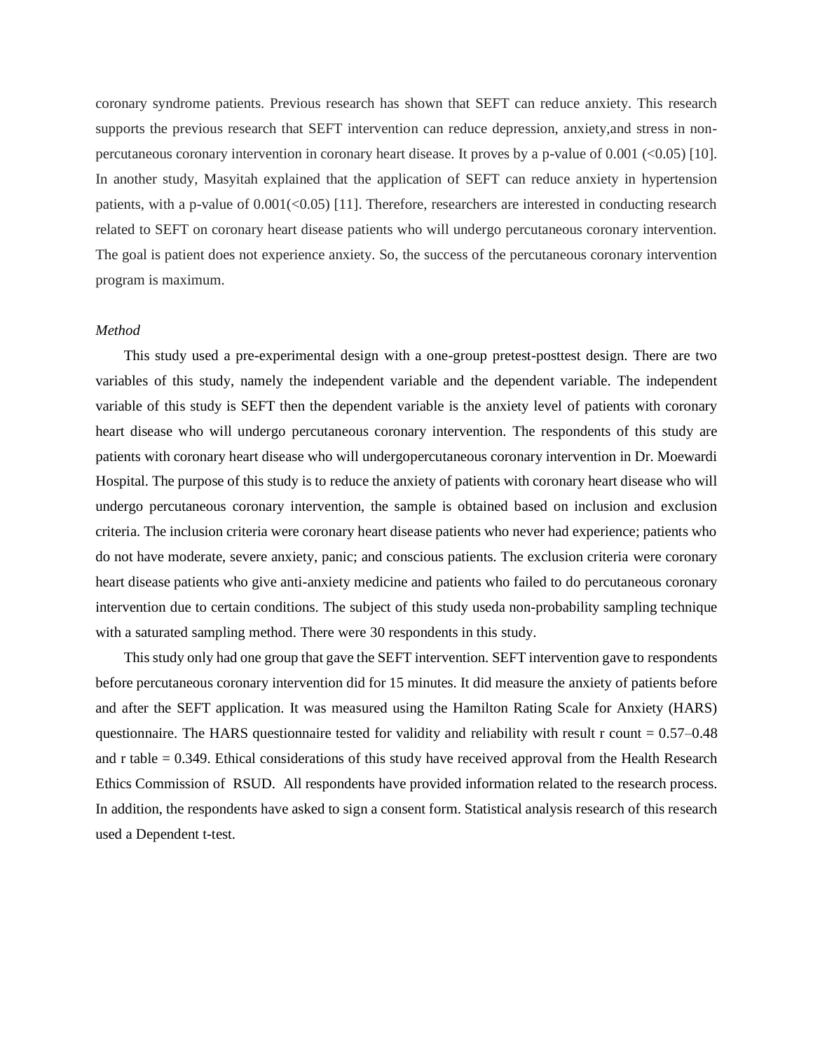coronary syndrome patients. Previous research has shown that SEFT can reduce anxiety. This research supports the previous research that SEFT intervention can reduce depression, anxiety,and stress in non-percutaneous coronary intervention in coronary heart disease. It proves by a p-value of 0.001 (<0.05) [10]. In another study, Masyitah explained that the application of SEFT can reduce anxiety in hypertension patients, with a p-value of 0.001(<0.05) [11]. Therefore, researchers are interested in conducting research related to SEFT on coronary heart disease patients who will undergo percutaneous coronary intervention. The goal is patient does not experience anxiety. So, the success of the percutaneous coronary intervention program is maximum.

*Method*

This study used a pre-experimental design with a one-group pretest-posttest design. There are two variables of this study, namely the independent variable and the dependent variable. The independent variable of this study is SEFT then the dependent variable is the anxiety level of patients with coronary heart disease who will undergo percutaneous coronary intervention. The respondents of this study are patients with coronary heart disease who will undergopercutaneous coronary intervention in Dr. Moewardi Hospital. The purpose of this study is to reduce the anxiety of patients with coronary heart disease who will undergo percutaneous coronary intervention, the sample is obtained based on inclusion and exclusion criteria. The inclusion criteria were coronary heart disease patients who never had experience; patients who do not have moderate, severe anxiety, panic; and conscious patients. The exclusion criteria were coronary heart disease patients who give anti-anxiety medicine and patients who failed to do percutaneous coronary intervention due to certain conditions. The subject of this study useda non-probability sampling technique with a saturated sampling method. There were 30 respondents in this study.

This study only had one group that gave the SEFT intervention. SEFT intervention gave to respondents before percutaneous coronary intervention did for 15 minutes. It did measure the anxiety of patients before and after the SEFT application. It was measured using the Hamilton Rating Scale for Anxiety (HARS) questionnaire. The HARS questionnaire tested for validity and reliability with result r count = 0.57–0.48 and r table = 0.349. Ethical considerations of this study have received approval from the Health Research Ethics Commission of RSUD. All respondents have provided information related to the research process. In addition, the respondents have asked to sign a consent form. Statistical analysis research of this research used a Dependent t-test.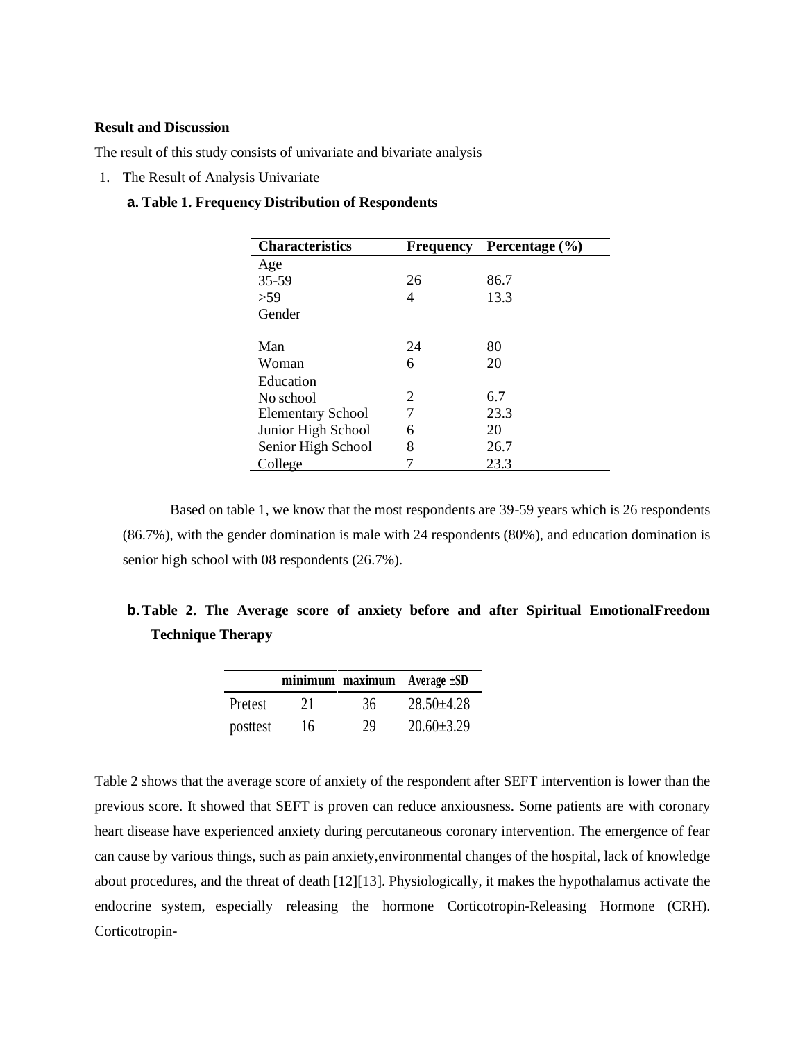**Result and Discussion**

The result of this study consists of univariate and bivariate analysis

1. The Result of Analysis Univariate

**a. Table 1. Frequency Distribution of Respondents**

| Characteristics | Frequency | Percentage (%) |
|---|---|---|
| Age | | |
| 35-59 | 26 | 86.7 |
| >59 | 4 | 13.3 |
| Gender | | |
| Man | 24 | 80 |
| Woman | 6 | 20 |
| Education | | |
| No school | 2 | 6.7 |
| Elementary School | 7 | 23.3 |
| Junior High School | 6 | 20 |
| Senior High School | 8 | 26.7 |
| College | 7 | 23.3 |

Based on table 1, we know that the most respondents are 39-59 years which is 26 respondents (86.7%), with the gender domination is male with 24 respondents (80%), and education domination is senior high school with 08 respondents (26.7%).

**b. Table 2. The Average score of anxiety before and after Spiritual EmotionalFreedom Technique Therapy**

| | minimum | maximum | Average ±SD |
|---|---|---|---|
| Pretest | 21 | 36 | 28.50±4.28 |
| posttest | 16 | 29 | 20.60±3.29 |

Table 2 shows that the average score of anxiety of the respondent after SEFT intervention is lower than the previous score. It showed that SEFT is proven can reduce anxiousness. Some patients are with coronary heart disease have experienced anxiety during percutaneous coronary intervention. The emergence of fear can cause by various things, such as pain anxiety,environmental changes of the hospital, lack of knowledge about procedures, and the threat of death [12][13]. Physiologically, it makes the hypothalamus activate the endocrine system, especially releasing the hormone Corticotropin-Releasing Hormone (CRH). Corticotropin-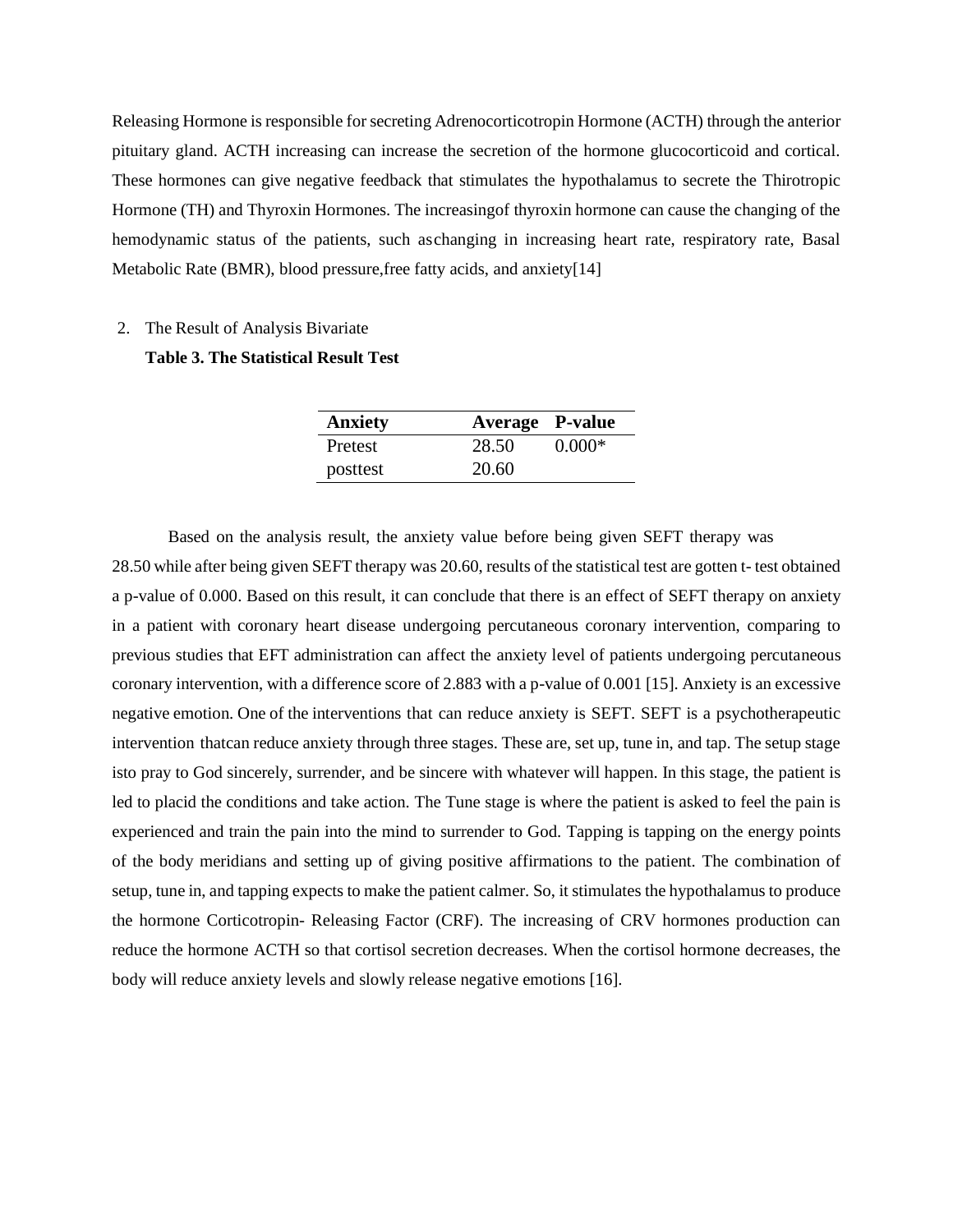Releasing Hormone is responsible for secreting Adrenocorticotropin Hormone (ACTH) through the anterior pituitary gland. ACTH increasing can increase the secretion of the hormone glucocorticoid and cortical. These hormones can give negative feedback that stimulates the hypothalamus to secrete the Thirotropic Hormone (TH) and Thyroxin Hormones. The increasingof thyroxin hormone can cause the changing of the hemodynamic status of the patients, such aschanging in increasing heart rate, respiratory rate, Basal Metabolic Rate (BMR), blood pressure,free fatty acids, and anxiety[14]

2. The Result of Analysis Bivariate

**Table 3. The Statistical Result Test**

| **Anxiety** | **Average** | **P-value** |
| --- | --- | --- |
| Pretest | 28.50 | 0.000* |
| posttest | 20.60 | |

Based on the analysis result, the anxiety value before being given SEFT therapy was 28.50 while after being given SEFT therapy was 20.60, results of the statistical test are gotten t- test obtained a p-value of 0.000. Based on this result, it can conclude that there is an effect of SEFT therapy on anxiety in a patient with coronary heart disease undergoing percutaneous coronary intervention, comparing to previous studies that EFT administration can affect the anxiety level of patients undergoing percutaneous coronary intervention, with a difference score of 2.883 with a p-value of 0.001 [15]. Anxiety is an excessive negative emotion. One of the interventions that can reduce anxiety is SEFT. SEFT is a psychotherapeutic intervention thatcan reduce anxiety through three stages. These are, set up, tune in, and tap. The setup stage isto pray to God sincerely, surrender, and be sincere with whatever will happen. In this stage, the patient is led to placid the conditions and take action. The Tune stage is where the patient is asked to feel the pain is experienced and train the pain into the mind to surrender to God. Tapping is tapping on the energy points of the body meridians and setting up of giving positive affirmations to the patient. The combination of setup, tune in, and tapping expects to make the patient calmer. So, it stimulates the hypothalamus to produce the hormone Corticotropin- Releasing Factor (CRF). The increasing of CRV hormones production can reduce the hormone ACTH so that cortisol secretion decreases. When the cortisol hormone decreases, the body will reduce anxiety levels and slowly release negative emotions [16].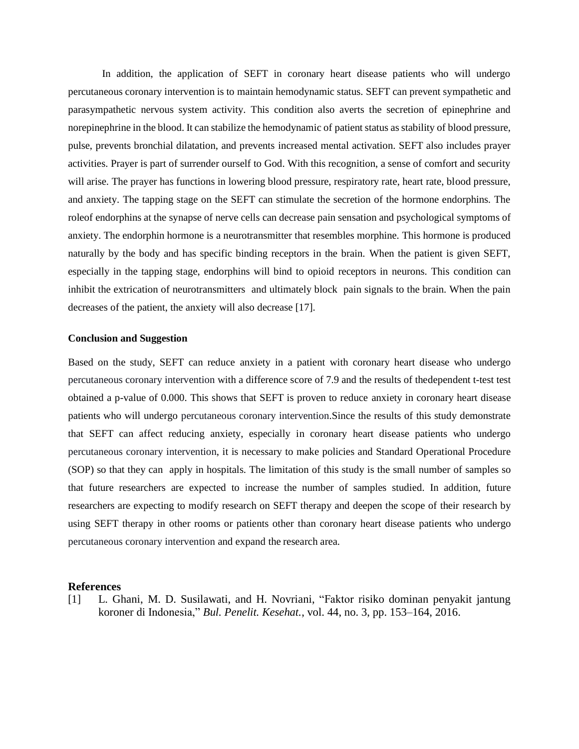In addition, the application of SEFT in coronary heart disease patients who will undergo percutaneous coronary intervention is to maintain hemodynamic status. SEFT can prevent sympathetic and parasympathetic nervous system activity. This condition also averts the secretion of epinephrine and norepinephrine in the blood. It can stabilize the hemodynamic of patient status as stability of blood pressure, pulse, prevents bronchial dilatation, and prevents increased mental activation. SEFT also includes prayer activities. Prayer is part of surrender ourself to God. With this recognition, a sense of comfort and security will arise. The prayer has functions in lowering blood pressure, respiratory rate, heart rate, blood pressure, and anxiety. The tapping stage on the SEFT can stimulate the secretion of the hormone endorphins. The roleof endorphins at the synapse of nerve cells can decrease pain sensation and psychological symptoms of anxiety. The endorphin hormone is a neurotransmitter that resembles morphine. This hormone is produced naturally by the body and has specific binding receptors in the brain. When the patient is given SEFT, especially in the tapping stage, endorphins will bind to opioid receptors in neurons. This condition can inhibit the extrication of neurotransmitters and ultimately block pain signals to the brain. When the pain decreases of the patient, the anxiety will also decrease [17].

**Conclusion and Suggestion**

Based on the study, SEFT can reduce anxiety in a patient with coronary heart disease who undergo percutaneous coronary intervention with a difference score of 7.9 and the results of thedependent t-test test obtained a p-value of 0.000. This shows that SEFT is proven to reduce anxiety in coronary heart disease patients who will undergo percutaneous coronary intervention.Since the results of this study demonstrate that SEFT can affect reducing anxiety, especially in coronary heart disease patients who undergo percutaneous coronary intervention, it is necessary to make policies and Standard Operational Procedure (SOP) so that they can apply in hospitals. The limitation of this study is the small number of samples so that future researchers are expected to increase the number of samples studied. In addition, future researchers are expecting to modify research on SEFT therapy and deepen the scope of their research by using SEFT therapy in other rooms or patients other than coronary heart disease patients who undergo percutaneous coronary intervention and expand the research area.

## References

[1] L. Ghani, M. D. Susilawati, and H. Novriani, "Faktor risiko dominan penyakit jantung koroner di Indonesia," *Bul. Penelit. Kesehat.*, vol. 44, no. 3, pp. 153–164, 2016.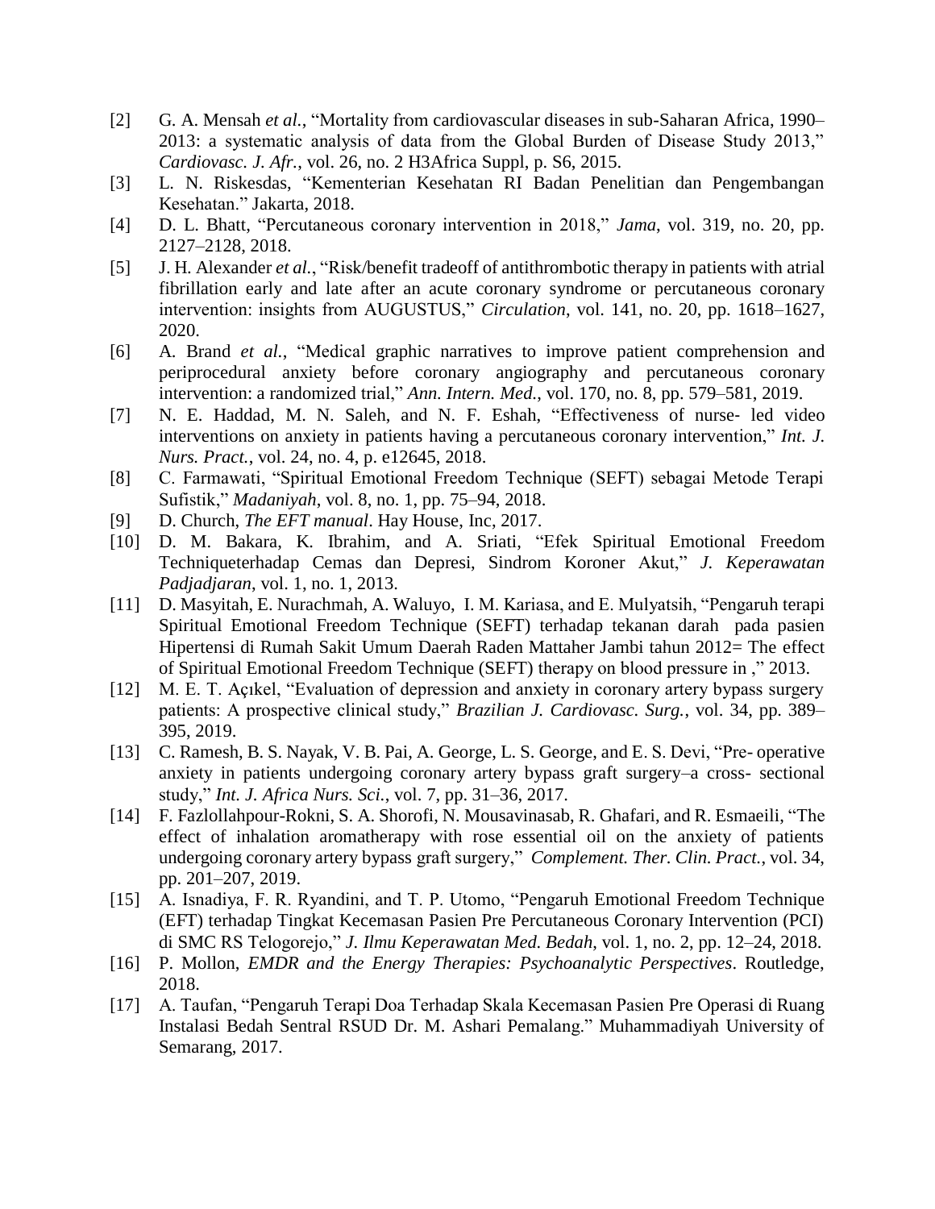[2] G. A. Mensah *et al.*, "Mortality from cardiovascular diseases in sub-Saharan Africa, 1990–2013: a systematic analysis of data from the Global Burden of Disease Study 2013," *Cardiovasc. J. Afr.*, vol. 26, no. 2 H3Africa Suppl, p. S6, 2015.

[3] L. N. Riskesdas, "Kementerian Kesehatan RI Badan Penelitian dan Pengembangan Kesehatan." Jakarta, 2018.

[4] D. L. Bhatt, "Percutaneous coronary intervention in 2018," *Jama*, vol. 319, no. 20, pp. 2127–2128, 2018.

[5] J. H. Alexander *et al.*, "Risk/benefit tradeoff of antithrombotic therapy in patients with atrial fibrillation early and late after an acute coronary syndrome or percutaneous coronary intervention: insights from AUGUSTUS," *Circulation*, vol. 141, no. 20, pp. 1618–1627, 2020.

[6] A. Brand *et al.*, "Medical graphic narratives to improve patient comprehension and periprocedural anxiety before coronary angiography and percutaneous coronary intervention: a randomized trial," *Ann. Intern. Med.*, vol. 170, no. 8, pp. 579–581, 2019.

[7] N. E. Haddad, M. N. Saleh, and N. F. Eshah, "Effectiveness of nurse- led video interventions on anxiety in patients having a percutaneous coronary intervention," *Int. J. Nurs. Pract.*, vol. 24, no. 4, p. e12645, 2018.

[8] C. Farmawati, "Spiritual Emotional Freedom Technique (SEFT) sebagai Metode Terapi Sufistik," *Madaniyah*, vol. 8, no. 1, pp. 75–94, 2018.

[9] D. Church, *The EFT manual*. Hay House, Inc, 2017.

[10] D. M. Bakara, K. Ibrahim, and A. Sriati, "Efek Spiritual Emotional Freedom Techniqueterhadap Cemas dan Depresi, Sindrom Koroner Akut," *J. Keperawatan Padjadjaran*, vol. 1, no. 1, 2013.

[11] D. Masyitah, E. Nurachmah, A. Waluyo, I. M. Kariasa, and E. Mulyatsih, "Pengaruh terapi Spiritual Emotional Freedom Technique (SEFT) terhadap tekanan darah pada pasien Hipertensi di Rumah Sakit Umum Daerah Raden Mattaher Jambi tahun 2012= The effect of Spiritual Emotional Freedom Technique (SEFT) therapy on blood pressure in ," 2013.

[12] M. E. T. Açıkel, "Evaluation of depression and anxiety in coronary artery bypass surgery patients: A prospective clinical study," *Brazilian J. Cardiovasc. Surg.*, vol. 34, pp. 389–395, 2019.

[13] C. Ramesh, B. S. Nayak, V. B. Pai, A. George, L. S. George, and E. S. Devi, "Pre- operative anxiety in patients undergoing coronary artery bypass graft surgery–a cross- sectional study," *Int. J. Africa Nurs. Sci.*, vol. 7, pp. 31–36, 2017.

[14] F. Fazlollahpour-Rokni, S. A. Shorofi, N. Mousavinasab, R. Ghafari, and R. Esmaeili, "The effect of inhalation aromatherapy with rose essential oil on the anxiety of patients undergoing coronary artery bypass graft surgery," *Complement. Ther. Clin. Pract.*, vol. 34, pp. 201–207, 2019.

[15] A. Isnadiya, F. R. Ryandini, and T. P. Utomo, "Pengaruh Emotional Freedom Technique (EFT) terhadap Tingkat Kecemasan Pasien Pre Percutaneous Coronary Intervention (PCI) di SMC RS Telogorejo," *J. Ilmu Keperawatan Med. Bedah*, vol. 1, no. 2, pp. 12–24, 2018.

[16] P. Mollon, *EMDR and the Energy Therapies: Psychoanalytic Perspectives*. Routledge, 2018.

[17] A. Taufan, "Pengaruh Terapi Doa Terhadap Skala Kecemasan Pasien Pre Operasi di Ruang Instalasi Bedah Sentral RSUD Dr. M. Ashari Pemalang." Muhammadiyah University of Semarang, 2017.